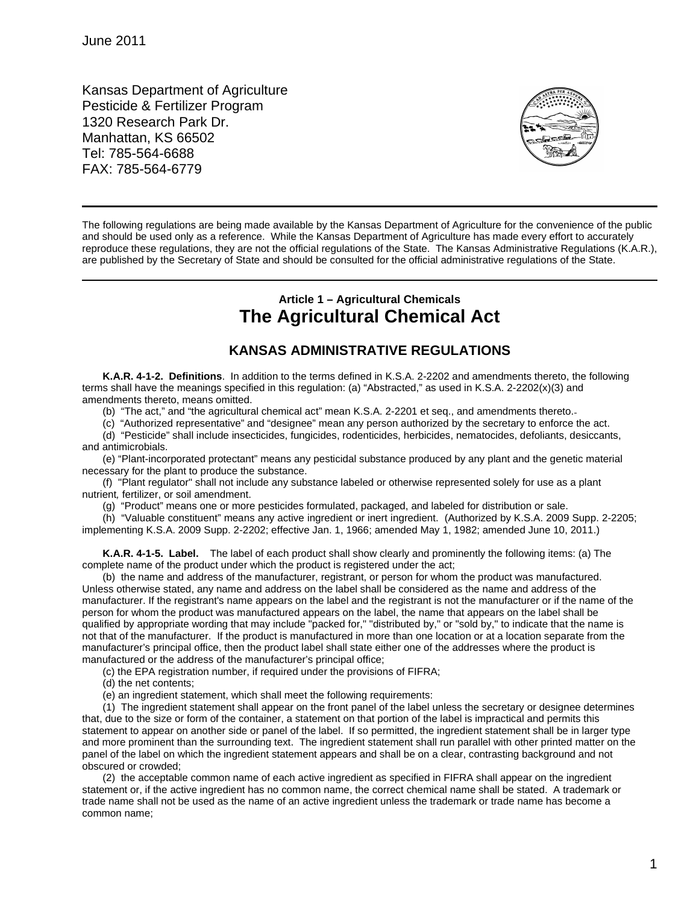June 2011

Kansas Department of Agriculture
Pesticide & Fertilizer Program
1320 Research Park Dr.
Manhattan, KS 66502
Tel: 785-564-6688
FAX: 785-564-6779

---

The following regulations are being made available by the Kansas Department of Agriculture for the convenience of the public and should be used only as a reference. While the Kansas Department of Agriculture has made every effort to accurately reproduce these regulations, they are not the official regulations of the State. The Kansas Administrative Regulations (K.A.R.), are published by the Secretary of State and should be consulted for the official administrative regulations of the State.

---

### Article 1 – Agricultural Chemicals

# The Agricultural Chemical Act

## KANSAS ADMINISTRATIVE REGULATIONS

**K.A.R. 4-1-2. Definitions**. In addition to the terms defined in K.S.A. 2-2202 and amendments thereto, the following terms shall have the meanings specified in this regulation: (a) "Abstracted," as used in K.S.A. 2-2202(x)(3) and amendments thereto, means omitted.

(b) "The act," and "the agricultural chemical act" mean K.S.A. 2-2201 et seq., and amendments thereto.

(c) "Authorized representative" and "designee" mean any person authorized by the secretary to enforce the act.

(d) "Pesticide" shall include insecticides, fungicides, rodenticides, herbicides, nematocides, defoliants, desiccants, and antimicrobials.

(e) "Plant-incorporated protectant" means any pesticidal substance produced by any plant and the genetic material necessary for the plant to produce the substance.

(f) "Plant regulator" shall not include any substance labeled or otherwise represented solely for use as a plant nutrient, fertilizer, or soil amendment.

(g) "Product" means one or more pesticides formulated, packaged, and labeled for distribution or sale.

(h) "Valuable constituent" means any active ingredient or inert ingredient. (Authorized by K.S.A. 2009 Supp. 2-2205; implementing K.S.A. 2009 Supp. 2-2202; effective Jan. 1, 1966; amended May 1, 1982; amended June 10, 2011.)

**K.A.R. 4-1-5. Label.** The label of each product shall show clearly and prominently the following items: (a) The complete name of the product under which the product is registered under the act;

(b) the name and address of the manufacturer, registrant, or person for whom the product was manufactured. Unless otherwise stated, any name and address on the label shall be considered as the name and address of the manufacturer. If the registrant's name appears on the label and the registrant is not the manufacturer or if the name of the person for whom the product was manufactured appears on the label, the name that appears on the label shall be qualified by appropriate wording that may include "packed for," "distributed by," or "sold by," to indicate that the name is not that of the manufacturer. If the product is manufactured in more than one location or at a location separate from the manufacturer's principal office, then the product label shall state either one of the addresses where the product is manufactured or the address of the manufacturer's principal office;

(c) the EPA registration number, if required under the provisions of FIFRA;

(d) the net contents;

(e) an ingredient statement, which shall meet the following requirements:

(1) The ingredient statement shall appear on the front panel of the label unless the secretary or designee determines that, due to the size or form of the container, a statement on that portion of the label is impractical and permits this statement to appear on another side or panel of the label. If so permitted, the ingredient statement shall be in larger type and more prominent than the surrounding text. The ingredient statement shall run parallel with other printed matter on the panel of the label on which the ingredient statement appears and shall be on a clear, contrasting background and not obscured or crowded;

(2) the acceptable common name of each active ingredient as specified in FIFRA shall appear on the ingredient statement or, if the active ingredient has no common name, the correct chemical name shall be stated. A trademark or trade name shall not be used as the name of an active ingredient unless the trademark or trade name has become a common name;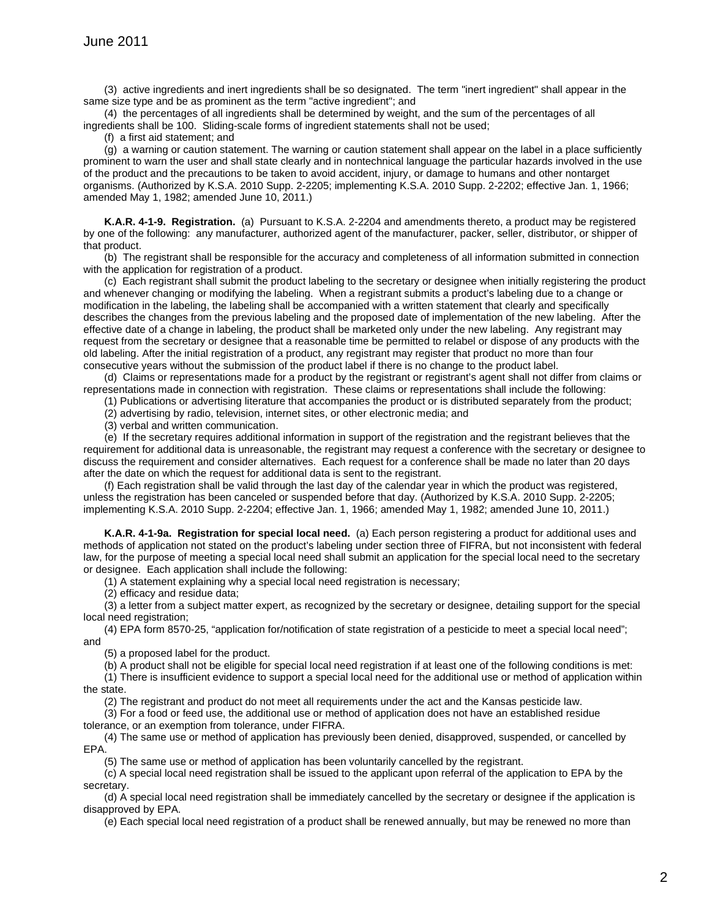(3) active ingredients and inert ingredients shall be so designated. The term "inert ingredient" shall appear in the same size type and be as prominent as the term "active ingredient"; and

(4) the percentages of all ingredients shall be determined by weight, and the sum of the percentages of all ingredients shall be 100. Sliding-scale forms of ingredient statements shall not be used;

(f) a first aid statement; and

(g) a warning or caution statement. The warning or caution statement shall appear on the label in a place sufficiently prominent to warn the user and shall state clearly and in nontechnical language the particular hazards involved in the use of the product and the precautions to be taken to avoid accident, injury, or damage to humans and other nontarget organisms. (Authorized by K.S.A. 2010 Supp. 2-2205; implementing K.S.A. 2010 Supp. 2-2202; effective Jan. 1, 1966; amended May 1, 1982; amended June 10, 2011.)

**K.A.R. 4-1-9. Registration.** (a) Pursuant to K.S.A. 2-2204 and amendments thereto, a product may be registered by one of the following: any manufacturer, authorized agent of the manufacturer, packer, seller, distributor, or shipper of that product.

(b) The registrant shall be responsible for the accuracy and completeness of all information submitted in connection with the application for registration of a product.

(c) Each registrant shall submit the product labeling to the secretary or designee when initially registering the product and whenever changing or modifying the labeling. When a registrant submits a product's labeling due to a change or modification in the labeling, the labeling shall be accompanied with a written statement that clearly and specifically describes the changes from the previous labeling and the proposed date of implementation of the new labeling. After the effective date of a change in labeling, the product shall be marketed only under the new labeling. Any registrant may request from the secretary or designee that a reasonable time be permitted to relabel or dispose of any products with the old labeling. After the initial registration of a product, any registrant may register that product no more than four consecutive years without the submission of the product label if there is no change to the product label.

(d) Claims or representations made for a product by the registrant or registrant's agent shall not differ from claims or representations made in connection with registration. These claims or representations shall include the following:

(1) Publications or advertising literature that accompanies the product or is distributed separately from the product;

(2) advertising by radio, television, internet sites, or other electronic media; and

(3) verbal and written communication.

(e) If the secretary requires additional information in support of the registration and the registrant believes that the requirement for additional data is unreasonable, the registrant may request a conference with the secretary or designee to discuss the requirement and consider alternatives. Each request for a conference shall be made no later than 20 days after the date on which the request for additional data is sent to the registrant.

(f) Each registration shall be valid through the last day of the calendar year in which the product was registered, unless the registration has been canceled or suspended before that day. (Authorized by K.S.A. 2010 Supp. 2-2205; implementing K.S.A. 2010 Supp. 2-2204; effective Jan. 1, 1966; amended May 1, 1982; amended June 10, 2011.)

**K.A.R. 4-1-9a. Registration for special local need.** (a) Each person registering a product for additional uses and methods of application not stated on the product's labeling under section three of FIFRA, but not inconsistent with federal law, for the purpose of meeting a special local need shall submit an application for the special local need to the secretary or designee. Each application shall include the following:

(1) A statement explaining why a special local need registration is necessary;

(2) efficacy and residue data;

(3) a letter from a subject matter expert, as recognized by the secretary or designee, detailing support for the special local need registration;

(4) EPA form 8570-25, "application for/notification of state registration of a pesticide to meet a special local need"; and

(5) a proposed label for the product.

(b) A product shall not be eligible for special local need registration if at least one of the following conditions is met:

(1) There is insufficient evidence to support a special local need for the additional use or method of application within the state.

(2) The registrant and product do not meet all requirements under the act and the Kansas pesticide law.

(3) For a food or feed use, the additional use or method of application does not have an established residue tolerance, or an exemption from tolerance, under FIFRA.

(4) The same use or method of application has previously been denied, disapproved, suspended, or cancelled by EPA.

(5) The same use or method of application has been voluntarily cancelled by the registrant.

(c) A special local need registration shall be issued to the applicant upon referral of the application to EPA by the secretary.

(d) A special local need registration shall be immediately cancelled by the secretary or designee if the application is disapproved by EPA.

(e) Each special local need registration of a product shall be renewed annually, but may be renewed no more than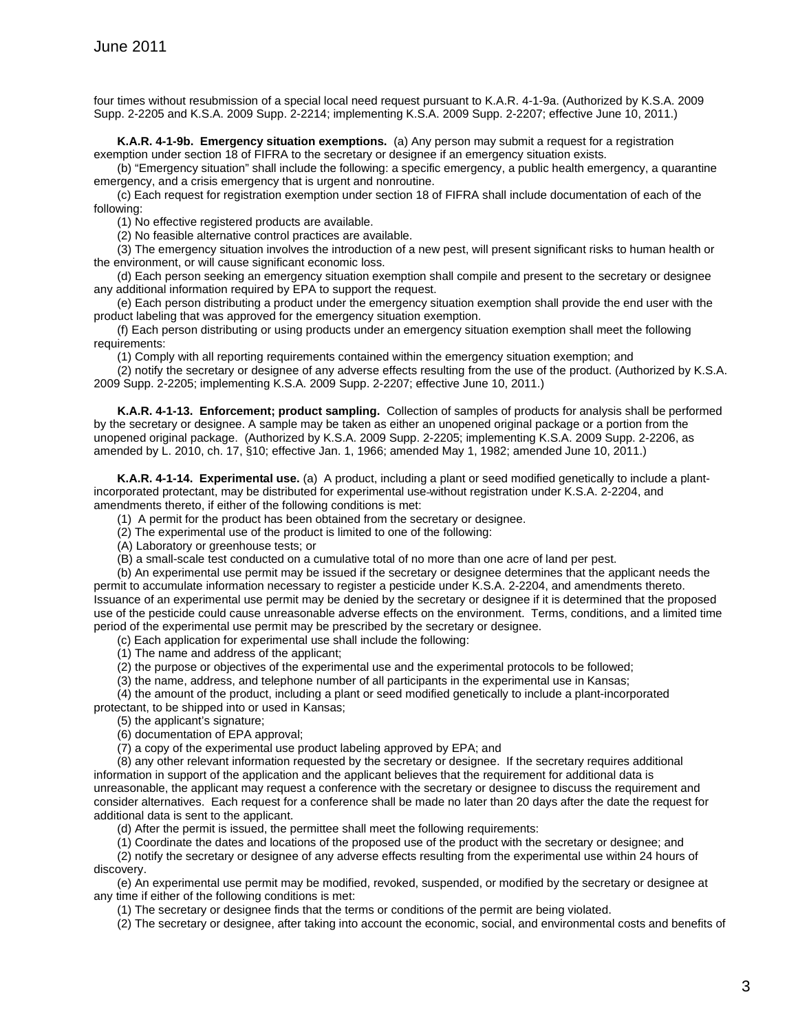four times without resubmission of a special local need request pursuant to K.A.R. 4-1-9a. (Authorized by K.S.A. 2009 Supp. 2-2205 and K.S.A. 2009 Supp. 2-2214; implementing K.S.A. 2009 Supp. 2-2207; effective June 10, 2011.)

**K.A.R. 4-1-9b. Emergency situation exemptions.** (a) Any person may submit a request for a registration exemption under section 18 of FIFRA to the secretary or designee if an emergency situation exists.

(b) "Emergency situation" shall include the following: a specific emergency, a public health emergency, a quarantine emergency, and a crisis emergency that is urgent and nonroutine.

(c) Each request for registration exemption under section 18 of FIFRA shall include documentation of each of the following:

(1) No effective registered products are available.

(2) No feasible alternative control practices are available.

(3) The emergency situation involves the introduction of a new pest, will present significant risks to human health or the environment, or will cause significant economic loss.

(d) Each person seeking an emergency situation exemption shall compile and present to the secretary or designee any additional information required by EPA to support the request.

(e) Each person distributing a product under the emergency situation exemption shall provide the end user with the product labeling that was approved for the emergency situation exemption.

(f) Each person distributing or using products under an emergency situation exemption shall meet the following requirements:

(1) Comply with all reporting requirements contained within the emergency situation exemption; and

(2) notify the secretary or designee of any adverse effects resulting from the use of the product. (Authorized by K.S.A. 2009 Supp. 2-2205; implementing K.S.A. 2009 Supp. 2-2207; effective June 10, 2011.)

**K.A.R. 4-1-13. Enforcement; product sampling.** Collection of samples of products for analysis shall be performed by the secretary or designee. A sample may be taken as either an unopened original package or a portion from the unopened original package. (Authorized by K.S.A. 2009 Supp. 2-2205; implementing K.S.A. 2009 Supp. 2-2206, as amended by L. 2010, ch. 17, §10; effective Jan. 1, 1966; amended May 1, 1982; amended June 10, 2011.)

**K.A.R. 4-1-14. Experimental use.** (a) A product, including a plant or seed modified genetically to include a plant-incorporated protectant, may be distributed for experimental use without registration under K.S.A. 2-2204, and amendments thereto, if either of the following conditions is met:

(1) A permit for the product has been obtained from the secretary or designee.

(2) The experimental use of the product is limited to one of the following:

(A) Laboratory or greenhouse tests; or

(B) a small-scale test conducted on a cumulative total of no more than one acre of land per pest.

(b) An experimental use permit may be issued if the secretary or designee determines that the applicant needs the permit to accumulate information necessary to register a pesticide under K.S.A. 2-2204, and amendments thereto. Issuance of an experimental use permit may be denied by the secretary or designee if it is determined that the proposed use of the pesticide could cause unreasonable adverse effects on the environment. Terms, conditions, and a limited time period of the experimental use permit may be prescribed by the secretary or designee.

(c) Each application for experimental use shall include the following:

(1) The name and address of the applicant;

(2) the purpose or objectives of the experimental use and the experimental protocols to be followed;

(3) the name, address, and telephone number of all participants in the experimental use in Kansas;

(4) the amount of the product, including a plant or seed modified genetically to include a plant-incorporated protectant, to be shipped into or used in Kansas;

(5) the applicant's signature;

(6) documentation of EPA approval;

(7) a copy of the experimental use product labeling approved by EPA; and

(8) any other relevant information requested by the secretary or designee. If the secretary requires additional information in support of the application and the applicant believes that the requirement for additional data is unreasonable, the applicant may request a conference with the secretary or designee to discuss the requirement and consider alternatives. Each request for a conference shall be made no later than 20 days after the date the request for additional data is sent to the applicant.

(d) After the permit is issued, the permittee shall meet the following requirements:

(1) Coordinate the dates and locations of the proposed use of the product with the secretary or designee; and

(2) notify the secretary or designee of any adverse effects resulting from the experimental use within 24 hours of discovery.

(e) An experimental use permit may be modified, revoked, suspended, or modified by the secretary or designee at any time if either of the following conditions is met:

(1) The secretary or designee finds that the terms or conditions of the permit are being violated.

(2) The secretary or designee, after taking into account the economic, social, and environmental costs and benefits of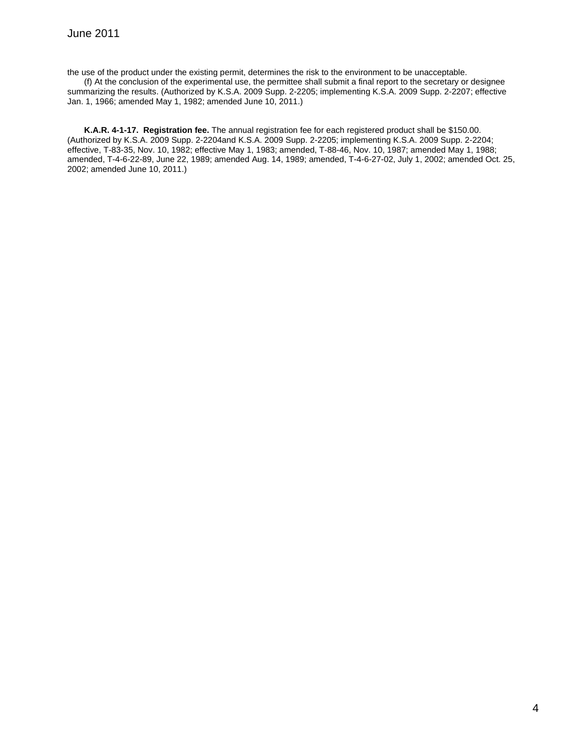the use of the product under the existing permit, determines the risk to the environment to be unacceptable.

(f) At the conclusion of the experimental use, the permittee shall submit a final report to the secretary or designee summarizing the results. (Authorized by K.S.A. 2009 Supp. 2-2205; implementing K.S.A. 2009 Supp. 2-2207; effective Jan. 1, 1966; amended May 1, 1982; amended June 10, 2011.)

**K.A.R. 4-1-17. Registration fee.** The annual registration fee for each registered product shall be $150.00. (Authorized by K.S.A. 2009 Supp. 2-2204and K.S.A. 2009 Supp. 2-2205; implementing K.S.A. 2009 Supp. 2-2204; effective, T-83-35, Nov. 10, 1982; effective May 1, 1983; amended, T-88-46, Nov. 10, 1987; amended May 1, 1988; amended, T-4-6-22-89, June 22, 1989; amended Aug. 14, 1989; amended, T-4-6-27-02, July 1, 2002; amended Oct. 25, 2002; amended June 10, 2011.)